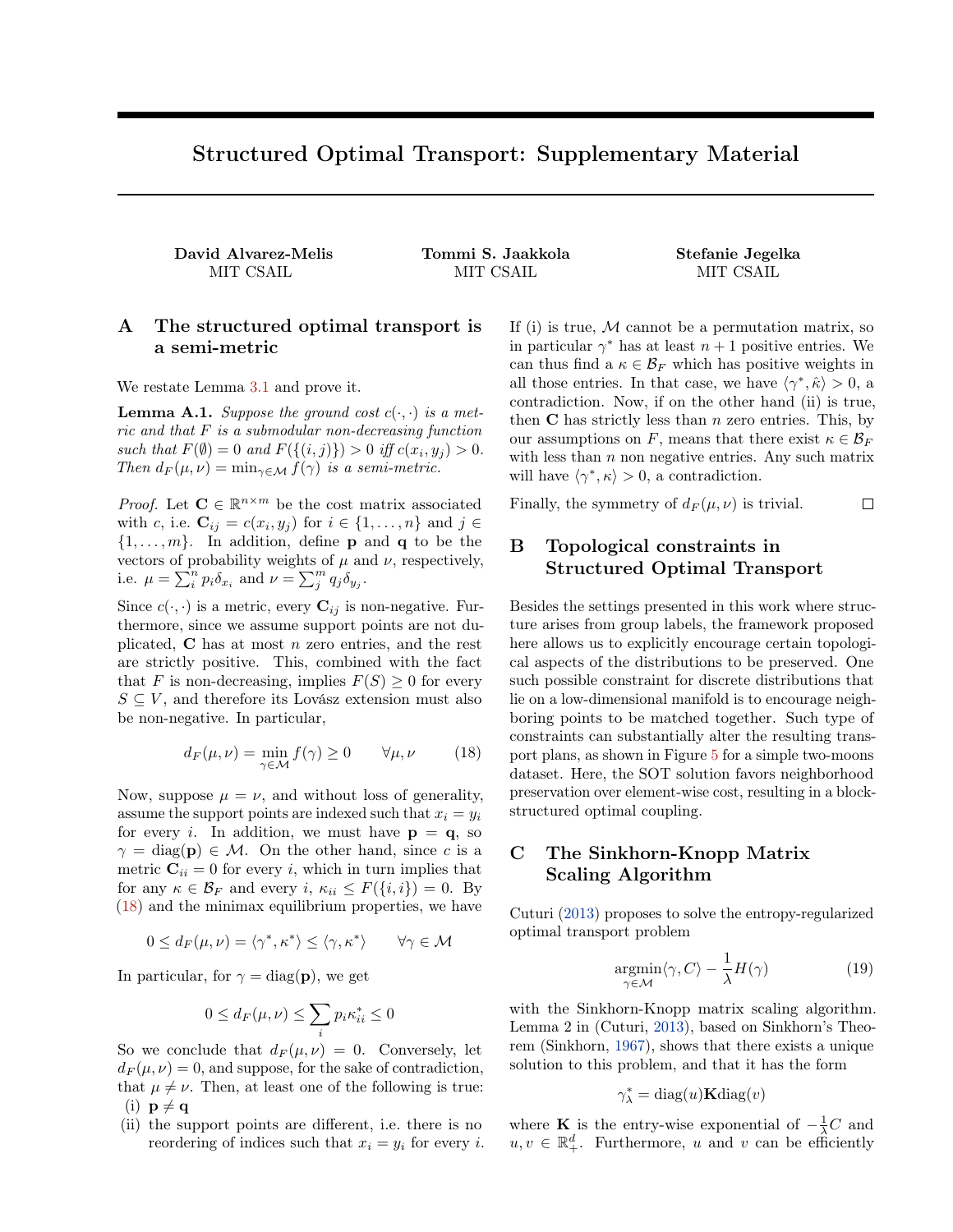# Structured Optimal Transport: Supplementary Material

**David Alvarez-Melis**
MIT CSAIL

**Tommi S. Jaakkola**
MIT CSAIL

**Stefanie Jegelka**
MIT CSAIL

## A The structured optimal transport is a semi-metric

We restate Lemma 3.1 and prove it.

**Lemma A.1.** *Suppose the ground cost $c(\cdot,\cdot)$ is a metric and that $F$ is a submodular non-decreasing function such that $F(\emptyset) = 0$ and $F(\{(i,j)\}) > 0$ iff $c(x_i, y_j) > 0$. Then $d_F(\mu,\nu) = \min_{\gamma\in\mathcal{M}} f(\gamma)$ is a semi-metric.*

*Proof.* Let $\mathbf{C} \in \mathbb{R}^{n\times m}$ be the cost matrix associated with $c$, i.e. $\mathbf{C}_{ij} = c(x_i, y_j)$ for $i \in \{1,\dots,n\}$ and $j \in \{1,\dots,m\}$. In addition, define $\mathbf{p}$ and $\mathbf{q}$ to be the vectors of probability weights of $\mu$ and $\nu$, respectively, i.e. $\mu = \sum_i^n p_i \delta_{x_i}$ and $\nu = \sum_j^m q_j \delta_{y_j}$.

Since $c(\cdot,\cdot)$ is a metric, every $\mathbf{C}_{ij}$ is non-negative. Furthermore, since we assume support points are not duplicated, $\mathbf{C}$ has at most $n$ zero entries, and the rest are strictly positive. This, combined with the fact that $F$ is non-decreasing, implies $F(S) \geq 0$ for every $S \subseteq V$, and therefore its Lovász extension must also be non-negative. In particular,

$$d_F(\mu,\nu) = \min_{\gamma\in\mathcal{M}} f(\gamma) \geq 0 \qquad \forall \mu,\nu \tag{18}$$

Now, suppose $\mu = \nu$, and without loss of generality, assume the support points are indexed such that $x_i = y_i$ for every $i$. In addition, we must have $\mathbf{p} = \mathbf{q}$, so $\gamma = \text{diag}(\mathbf{p}) \in \mathcal{M}$. On the other hand, since $c$ is a metric $\mathbf{C}_{ii} = 0$ for every $i$, which in turn implies that for any $\kappa \in \mathcal{B}_F$ and every $i$, $\kappa_{ii} \leq F(\{i,i\}) = 0$. By (18) and the minimax equilibrium properties, we have

$$0 \leq d_F(\mu,\nu) = \langle \gamma^*, \kappa^* \rangle \leq \langle \gamma, \kappa^* \rangle \qquad \forall \gamma \in \mathcal{M}$$

In particular, for $\gamma = \text{diag}(\mathbf{p})$, we get

$$0 \leq d_F(\mu,\nu) \leq \sum_i p_i \kappa^*_{ii} \leq 0$$

So we conclude that $d_F(\mu,\nu) = 0$. Conversely, let $d_F(\mu,\nu) = 0$, and suppose, for the sake of contradiction, that $\mu \neq \nu$. Then, at least one of the following is true:

(i) $\mathbf{p} \neq \mathbf{q}$

(ii) the support points are different, i.e. there is no reordering of indices such that $x_i = y_i$ for every $i$.

If (i) is true, $\mathcal{M}$ cannot be a permutation matrix, so in particular $\gamma^*$ has at least $n+1$ positive entries. We can thus find a $\kappa \in \mathcal{B}_F$ which has positive weights in all those entries. In that case, we have $\langle \gamma^*, \hat{\kappa} \rangle > 0$, a contradiction. Now, if on the other hand (ii) is true, then $\mathbf{C}$ has strictly less than $n$ zero entries. This, by our assumptions on $F$, means that there exist $\kappa \in \mathcal{B}_F$ with less than $n$ non negative entries. Any such matrix will have $\langle \gamma^*, \kappa \rangle > 0$, a contradiction.

Finally, the symmetry of $d_F(\mu,\nu)$ is trivial. □

## B Topological constraints in Structured Optimal Transport

Besides the settings presented in this work where structure arises from group labels, the framework proposed here allows us to explicitly encourage certain topological aspects of the distributions to be preserved. One such possible constraint for discrete distributions that lie on a low-dimensional manifold is to encourage neighboring points to be matched together. Such type of constraints can substantially alter the resulting transport plans, as shown in Figure 5 for a simple two-moons dataset. Here, the SOT solution favors neighborhood preservation over element-wise cost, resulting in a block-structured optimal coupling.

## C The Sinkhorn-Knopp Matrix Scaling Algorithm

Cuturi (2013) proposes to solve the entropy-regularized optimal transport problem

$$\underset{\gamma\in\mathcal{M}}{\text{argmin}} \langle \gamma, C \rangle - \frac{1}{\lambda} H(\gamma) \tag{19}$$

with the Sinkhorn-Knopp matrix scaling algorithm. Lemma 2 in (Cuturi, 2013), based on Sinkhorn's Theorem (Sinkhorn, 1967), shows that there exists a unique solution to this problem, and that it has the form

$$\gamma^*_\lambda = \text{diag}(u)\mathbf{K}\text{diag}(v)$$

where $\mathbf{K}$ is the entry-wise exponential of $-\frac{1}{\lambda}C$ and $u, v \in \mathbb{R}^d_+$. Furthermore, $u$ and $v$ can be efficiently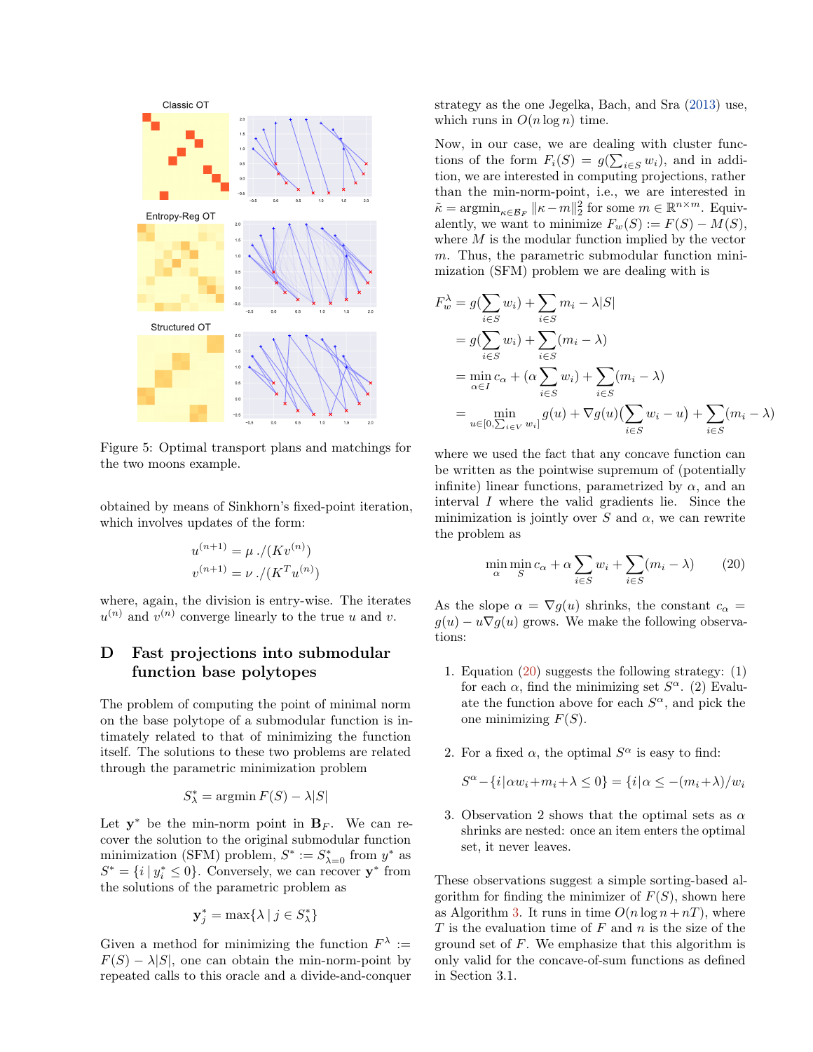Figure 5: Optimal transport plans and matchings for the two moons example.

obtained by means of Sinkhorn's fixed-point iteration, which involves updates of the form:

$$u^{(n+1)} = \mu\,./(Kv^{(n)})$$
$$v^{(n+1)} = \nu\,./(K^T u^{(n)})$$

where, again, the division is entry-wise. The iterates $u^{(n)}$ and $v^{(n)}$ converge linearly to the true $u$ and $v$.

# D Fast projections into submodular function base polytopes

The problem of computing the point of minimal norm on the base polytope of a submodular function is intimately related to that of minimizing the function itself. The solutions to these two problems are related through the parametric minimization problem

$$S^*_\lambda = \operatorname{argmin} F(S) - \lambda|S|$$

Let $\mathbf{y}^*$ be the min-norm point in $\mathbf{B}_F$. We can recover the solution to the original submodular function minimization (SFM) problem, $S^* := S^*_{\lambda=0}$ from $y^*$ as $S^* = \{i \mid y^*_i \leq 0\}$. Conversely, we can recover $\mathbf{y}^*$ from the solutions of the parametric problem as

$$\mathbf{y}^*_j = \max\{\lambda \mid j \in S^*_\lambda\}$$

Given a method for minimizing the function $F^\lambda := F(S) - \lambda|S|$, one can obtain the min-norm-point by repeated calls to this oracle and a divide-and-conquer strategy as the one Jegelka, Bach, and Sra (2013) use, which runs in $O(n \log n)$ time.

Now, in our case, we are dealing with cluster functions of the form $F_i(S) = g(\sum_{i\in S} w_i)$, and in addition, we are interested in computing projections, rather than the min-norm-point, i.e., we are interested in $\tilde{\kappa} = \operatorname{argmin}_{\kappa\in\mathcal{B}_F} \|\kappa - m\|_2^2$ for some $m \in \mathbb{R}^{n\times m}$. Equivalently, we want to minimize $F_w(S) := F(S) - M(S)$, where $M$ is the modular function implied by the vector $m$. Thus, the parametric submodular function minimization (SFM) problem we are dealing with is

$$\begin{aligned}
F^\lambda_w &= g(\sum_{i\in S} w_i) + \sum_{i\in S} m_i - \lambda|S| \\
&= g(\sum_{i\in S} w_i) + \sum_{i\in S}(m_i - \lambda) \\
&= \min_{\alpha\in I} c_\alpha + (\alpha \sum_{i\in S} w_i) + \sum_{i\in S}(m_i - \lambda) \\
&= \min_{u\in[0,\sum_{i\in V} w_i]} g(u) + \nabla g(u)(\sum_{i\in S} w_i - u) + \sum_{i\in S}(m_i - \lambda)
\end{aligned}$$

where we used the fact that any concave function can be written as the pointwise supremum of (potentially infinite) linear functions, parametrized by $\alpha$, and an interval $I$ where the valid gradients lie. Since the minimization is jointly over $S$ and $\alpha$, we can rewrite the problem as

$$\min_\alpha \min_S c_\alpha + \alpha \sum_{i\in S} w_i + \sum_{i\in S}(m_i - \lambda) \qquad (20)$$

As the slope $\alpha = \nabla g(u)$ shrinks, the constant $c_\alpha = g(u) - u\nabla g(u)$ grows. We make the following observations:

1. Equation (20) suggests the following strategy: (1) for each $\alpha$, find the minimizing set $S^\alpha$. (2) Evaluate the function above for each $S^\alpha$, and pick the one minimizing $F(S)$.

2. For a fixed $\alpha$, the optimal $S^\alpha$ is easy to find:

   $$S^\alpha - \{i|\alpha w_i + m_i + \lambda \leq 0\} = \{i|\alpha \leq -(m_i + \lambda)/w_i$$

3. Observation 2 shows that the optimal sets as $\alpha$ shrinks are nested: once an item enters the optimal set, it never leaves.

These observations suggest a simple sorting-based algorithm for finding the minimizer of $F(S)$, shown here as Algorithm 3. It runs in time $O(n \log n + nT)$, where $T$ is the evaluation time of $F$ and $n$ is the size of the ground set of $F$. We emphasize that this algorithm is only valid for the concave-of-sum functions as defined in Section 3.1.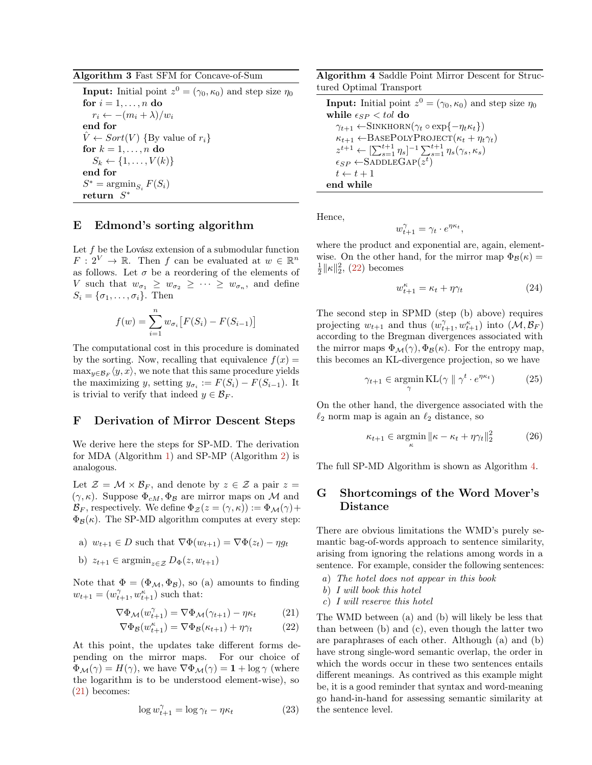**Algorithm 3** Fast SFM for Concave-of-Sum

```
Input: Initial point z^0 = (γ_0, κ_0) and step size η_0
for i = 1, ..., n do
    r_i ← −(m_i + λ)/w_i
end for
V̂ ← Sort(V) {By value of r_i}
for k = 1, ..., n do
    S_k ← {1, ..., V(k)}
end for
S* = argmin_{S_i} F(S_i)
return S*
```

**Algorithm 4** Saddle Point Mirror Descent for Structured Optimal Transport

```
Input: Initial point z^0 = (γ_0, κ_0) and step size η_0
while ε_SP < tol do
    γ_{t+1} ← SINKHORN(γ_t ∘ exp{−η_t κ_t})
    κ_{t+1} ← BASEPOLYPROJECT(κ_t + η_t γ_t)
    z^{t+1} ← [Σ_{s=1}^{t+1} η_s]^{−1} Σ_{s=1}^{t+1} η_s(γ_s, κ_s)
    ε_SP ← SADDLEGAP(z^t)
    t ← t + 1
end while
```

## E Edmond's sorting algorithm

Let $f$ be the Lovász extension of a submodular function $F : 2^V \to \mathbb{R}$. Then $f$ can be evaluated at $w \in \mathbb{R}^n$ as follows. Let $\sigma$ be a reordering of the elements of $V$ such that $w_{\sigma_1} \geq w_{\sigma_2} \geq \cdots \geq w_{\sigma_n}$, and define $S_i = \{\sigma_1, \ldots, \sigma_i\}$. Then

$$f(w) = \sum_{i=1}^{n} w_{\sigma_i}\big[F(S_i) - F(S_{i-1})\big]$$

The computational cost in this procedure is dominated by the sorting. Now, recalling that equivalence $f(x) = \max_{y \in \mathcal{B}_F} \langle y, x \rangle$, we note that this same procedure yields the maximizing $y$, setting $y_{\sigma_i} := F(S_i) - F(S_{i-1})$. It is trivial to verify that indeed $y \in \mathcal{B}_F$.

## F Derivation of Mirror Descent Steps

We derive here the steps for SP-MD. The derivation for MDA (Algorithm 1) and SP-MP (Algorithm 2) is analogous.

Let $\mathcal{Z} = \mathcal{M} \times \mathcal{B}_F$, and denote by $z \in \mathcal{Z}$ a pair $z = (\gamma, \kappa)$. Suppose $\Phi_{cM}, \Phi_{\mathcal{B}}$ are mirror maps on $\mathcal{M}$ and $\mathcal{B}_F$, respectively. We define $\Phi_{\mathcal{Z}}(z = (\gamma, \kappa)) := \Phi_{\mathcal{M}}(\gamma) + \Phi_{\mathcal{B}}(\kappa)$. The SP-MD algorithm computes at every step:

a) $w_{t+1} \in D$ such that $\nabla \Phi(w_{t+1}) = \nabla \Phi(z_t) - \eta g_t$

b) $z_{t+1} \in \operatorname{argmin}_{z \in \mathcal{Z}} D_\Phi(z, w_{t+1})$

Note that $\Phi = (\Phi_{\mathcal{M}}, \Phi_{\mathcal{B}})$, so (a) amounts to finding $w_{t+1} = (w^\gamma_{t+1}, w^\kappa_{t+1})$ such that:

$$\nabla \Phi_{\mathcal{M}}(w^\gamma_{t+1}) = \nabla \Phi_{\mathcal{M}}(\gamma_{t+1}) - \eta \kappa_t \tag{21}$$

$$\nabla \Phi_{\mathcal{B}}(w^\kappa_{t+1}) = \nabla \Phi_{\mathcal{B}}(\kappa_{t+1}) + \eta \gamma_t \tag{22}$$

At this point, the updates take different forms depending on the mirror maps. For our choice of $\Phi_{\mathcal{M}}(\gamma) = H(\gamma)$, we have $\nabla \Phi_{\mathcal{M}}(\gamma) = \mathbf{1} + \log \gamma$ (where the logarithm is to be understood element-wise), so (21) becomes:

$$\log w^\gamma_{t+1} = \log \gamma_t - \eta \kappa_t \tag{23}$$

Hence,

$$w^\gamma_{t+1} = \gamma_t \cdot e^{\eta \kappa_t},$$

where the product and exponential are, again, element-wise. On the other hand, for the mirror map $\Phi_{\mathcal{B}}(\kappa) = \frac{1}{2}\|\kappa\|_2^2$, (22) becomes

$$w^\kappa_{t+1} = \kappa_t + \eta \gamma_t \tag{24}$$

The second step in SPMD (step (b) above) requires projecting $w_{t+1}$ and thus $(w^\gamma_{t+1}, w^\kappa_{t+1})$ into $(\mathcal{M}, \mathcal{B}_F)$ according to the Bregman divergences associated with the mirror maps $\Phi_{\mathcal{M}}(\gamma), \Phi_{\mathcal{B}}(\kappa)$. For the entropy map, this becomes an KL-divergence projection, so we have

$$\gamma_{t+1} \in \operatorname*{argmin}_{\gamma} \mathrm{KL}(\gamma \parallel \gamma^t \cdot e^{\eta \kappa_t}) \tag{25}$$

On the other hand, the divergence associated with the $\ell_2$ norm map is again an $\ell_2$ distance, so

$$\kappa_{t+1} \in \operatorname*{argmin}_{\kappa} \|\kappa - \kappa_t + \eta \gamma_t\|_2^2 \tag{26}$$

The full SP-MD Algorithm is shown as Algorithm 4.

## G Shortcomings of the Word Mover's Distance

There are obvious limitations the WMD's purely semantic bag-of-words approach to sentence similarity, arising from ignoring the relations among words in a sentence. For example, consider the following sentences:

a) *The hotel does not appear in this book*

b) *I will book this hotel*

c) *I will reserve this hotel*

The WMD between (a) and (b) will likely be less that than between (b) and (c), even though the latter two are paraphrases of each other. Although (a) and (b) have strong single-word semantic overlap, the order in which the words occur in these two sentences entails different meanings. As contrived as this example might be, it is a good reminder that syntax and word-meaning go hand-in-hand for assessing semantic similarity at the sentence level.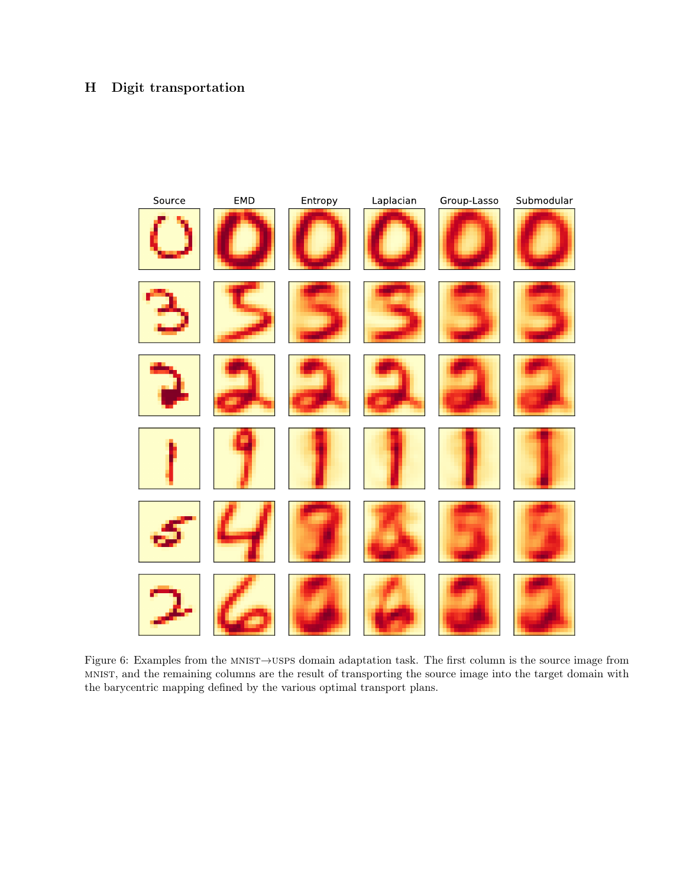## H Digit transportation

Source

EMD

Entropy

Laplacian

Group-Lasso

Submodular

Figure 6: Examples from the MNIST→USPS domain adaptation task. The first column is the source image from MNIST, and the remaining columns are the result of transporting the source image into the target domain with the barycentric mapping defined by the various optimal transport plans.